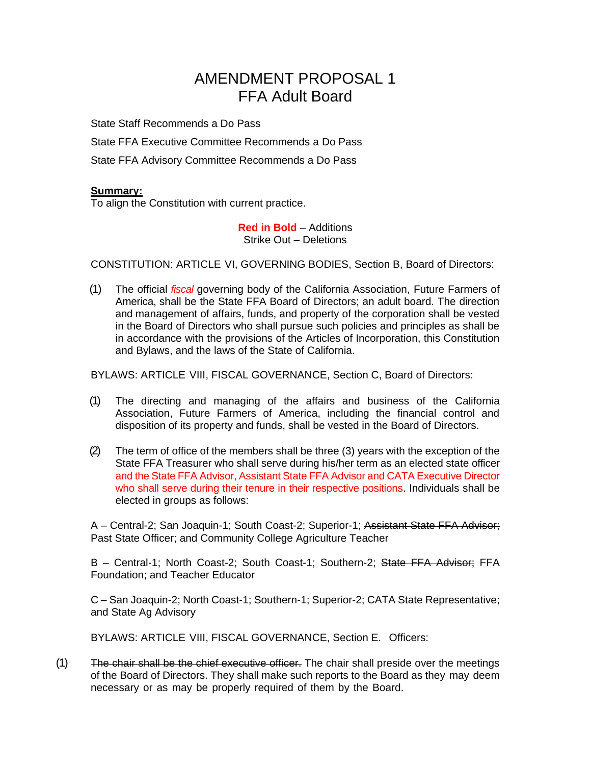# AMENDMENT PROPOSAL 1
# FFA Adult Board

State Staff Recommends a Do Pass

State FFA Executive Committee Recommends a Do Pass

State FFA Advisory Committee Recommends a Do Pass

**Summary:**
To align the Constitution with current practice.

**Red in Bold** – Additions
~~Strike Out~~ – Deletions

CONSTITUTION: ARTICLE VI, GOVERNING BODIES, Section B, Board of Directors:

(1) The official *fiscal* governing body of the California Association, Future Farmers of America, shall be the State FFA Board of Directors; an adult board. The direction and management of affairs, funds, and property of the corporation shall be vested in the Board of Directors who shall pursue such policies and principles as shall be in accordance with the provisions of the Articles of Incorporation, this Constitution and Bylaws, and the laws of the State of California.

BYLAWS: ARTICLE VIII, FISCAL GOVERNANCE, Section C, Board of Directors:

(1) The directing and managing of the affairs and business of the California Association, Future Farmers of America, including the financial control and disposition of its property and funds, shall be vested in the Board of Directors.

(2) The term of office of the members shall be three (3) years with the exception of the State FFA Treasurer who shall serve during his/her term as an elected state officer **and the State FFA Advisor, Assistant State FFA Advisor and CATA Executive Director who shall serve during their tenure in their respective positions**. Individuals shall be elected in groups as follows:

A – Central-2; San Joaquin-1; South Coast-2; Superior-1; ~~Assistant State FFA Advisor;~~ Past State Officer; and Community College Agriculture Teacher

B – Central-1; North Coast-2; South Coast-1; Southern-2; ~~State FFA Advisor;~~ FFA Foundation; and Teacher Educator

C – San Joaquin-2; North Coast-1; Southern-1; Superior-2; ~~CATA State Representative~~; and State Ag Advisory

BYLAWS: ARTICLE VIII, FISCAL GOVERNANCE, Section E. Officers:

(1) ~~The chair shall be the chief executive officer.~~ The chair shall preside over the meetings of the Board of Directors. They shall make such reports to the Board as they may deem necessary or as may be properly required of them by the Board.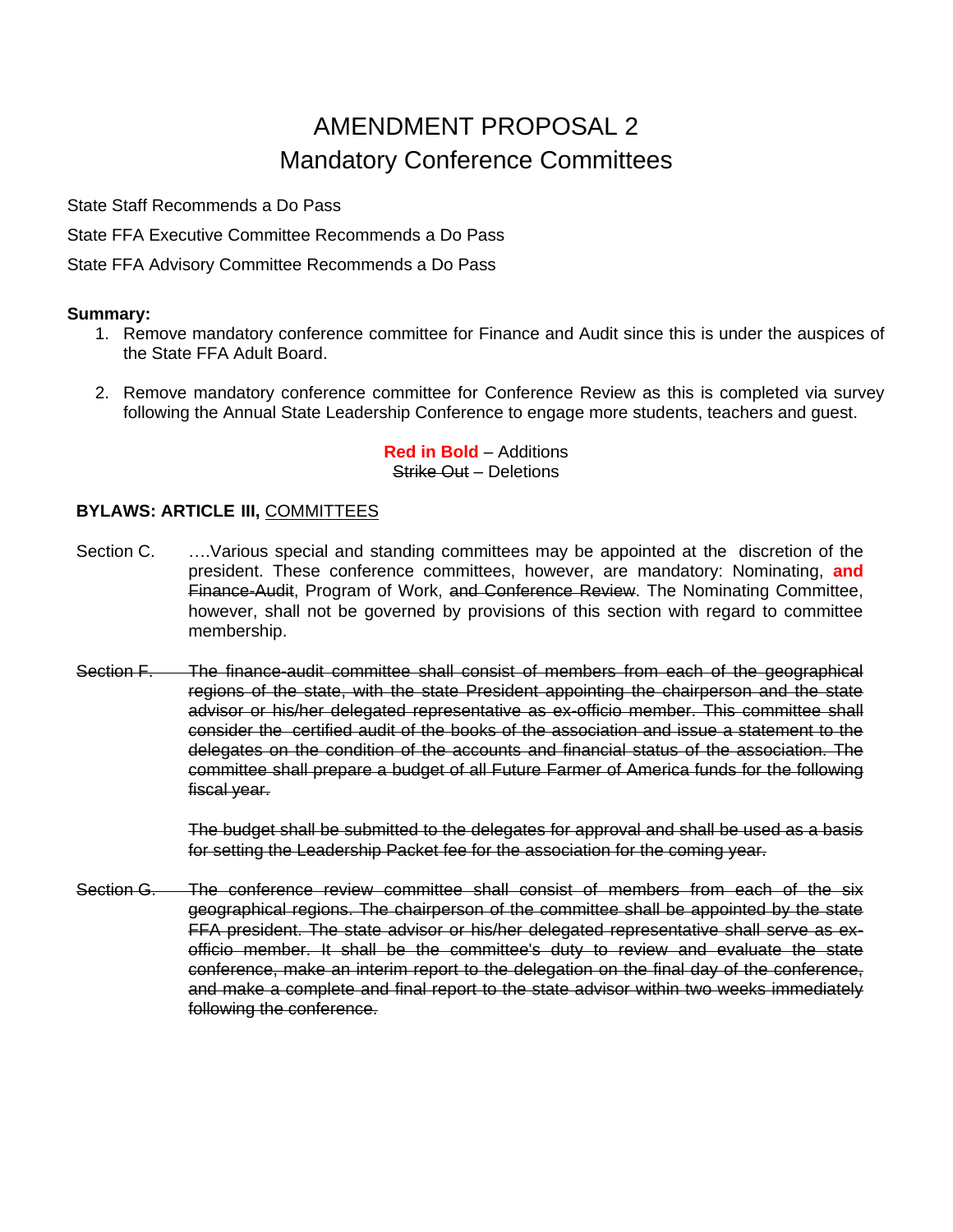# AMENDMENT PROPOSAL 2
## Mandatory Conference Committees

State Staff Recommends a Do Pass

State FFA Executive Committee Recommends a Do Pass

State FFA Advisory Committee Recommends a Do Pass

**Summary:**

1. Remove mandatory conference committee for Finance and Audit since this is under the auspices of the State FFA Adult Board.

2. Remove mandatory conference committee for Conference Review as this is completed via survey following the Annual State Leadership Conference to engage more students, teachers and guest.

**Red in Bold** – Additions
~~Strike Out~~ – Deletions

**BYLAWS: ARTICLE III,** COMMITTEES

Section C. ….Various special and standing committees may be appointed at the discretion of the president. These conference committees, however, are mandatory: Nominating, **and** ~~Finance-Audit~~, Program of Work, ~~and Conference Review~~. The Nominating Committee, however, shall not be governed by provisions of this section with regard to committee membership.

~~Section F. The finance-audit committee shall consist of members from each of the geographical regions of the state, with the state President appointing the chairperson and the state advisor or his/her delegated representative as ex-officio member. This committee shall consider the certified audit of the books of the association and issue a statement to the delegates on the condition of the accounts and financial status of the association. The committee shall prepare a budget of all Future Farmer of America funds for the following fiscal year.~~

~~The budget shall be submitted to the delegates for approval and shall be used as a basis for setting the Leadership Packet fee for the association for the coming year.~~

~~Section G. The conference review committee shall consist of members from each of the six geographical regions. The chairperson of the committee shall be appointed by the state FFA president. The state advisor or his/her delegated representative shall serve as ex-officio member. It shall be the committee's duty to review and evaluate the state conference, make an interim report to the delegation on the final day of the conference, and make a complete and final report to the state advisor within two weeks immediately following the conference.~~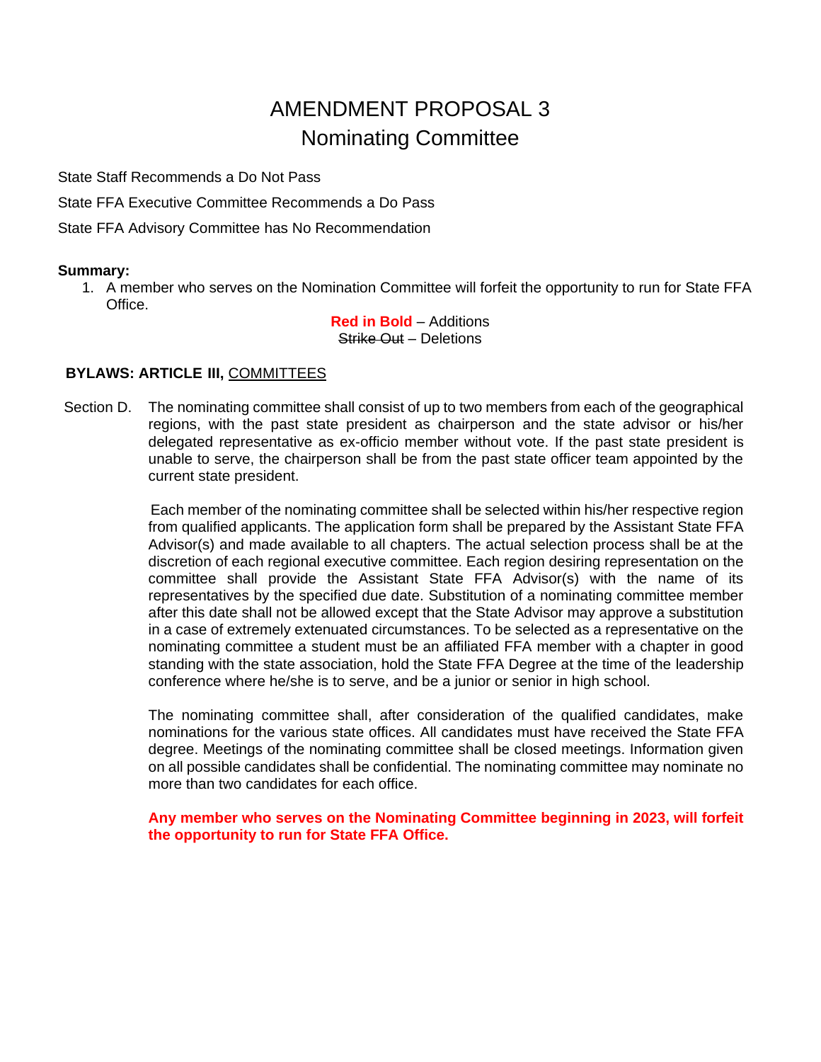# AMENDMENT PROPOSAL 3
## Nominating Committee

State Staff Recommends a Do Not Pass

State FFA Executive Committee Recommends a Do Pass

State FFA Advisory Committee has No Recommendation

**Summary:**

1. A member who serves on the Nomination Committee will forfeit the opportunity to run for State FFA Office.

**Red in Bold** – Additions
~~Strike Out~~ – Deletions

**BYLAWS: ARTICLE III,** COMMITTEES

Section D. The nominating committee shall consist of up to two members from each of the geographical regions, with the past state president as chairperson and the state advisor or his/her delegated representative as ex-officio member without vote. If the past state president is unable to serve, the chairperson shall be from the past state officer team appointed by the current state president.

Each member of the nominating committee shall be selected within his/her respective region from qualified applicants. The application form shall be prepared by the Assistant State FFA Advisor(s) and made available to all chapters. The actual selection process shall be at the discretion of each regional executive committee. Each region desiring representation on the committee shall provide the Assistant State FFA Advisor(s) with the name of its representatives by the specified due date. Substitution of a nominating committee member after this date shall not be allowed except that the State Advisor may approve a substitution in a case of extremely extenuated circumstances. To be selected as a representative on the nominating committee a student must be an affiliated FFA member with a chapter in good standing with the state association, hold the State FFA Degree at the time of the leadership conference where he/she is to serve, and be a junior or senior in high school.

The nominating committee shall, after consideration of the qualified candidates, make nominations for the various state offices. All candidates must have received the State FFA degree. Meetings of the nominating committee shall be closed meetings. Information given on all possible candidates shall be confidential. The nominating committee may nominate no more than two candidates for each office.

**Any member who serves on the Nominating Committee beginning in 2023, will forfeit the opportunity to run for State FFA Office.**